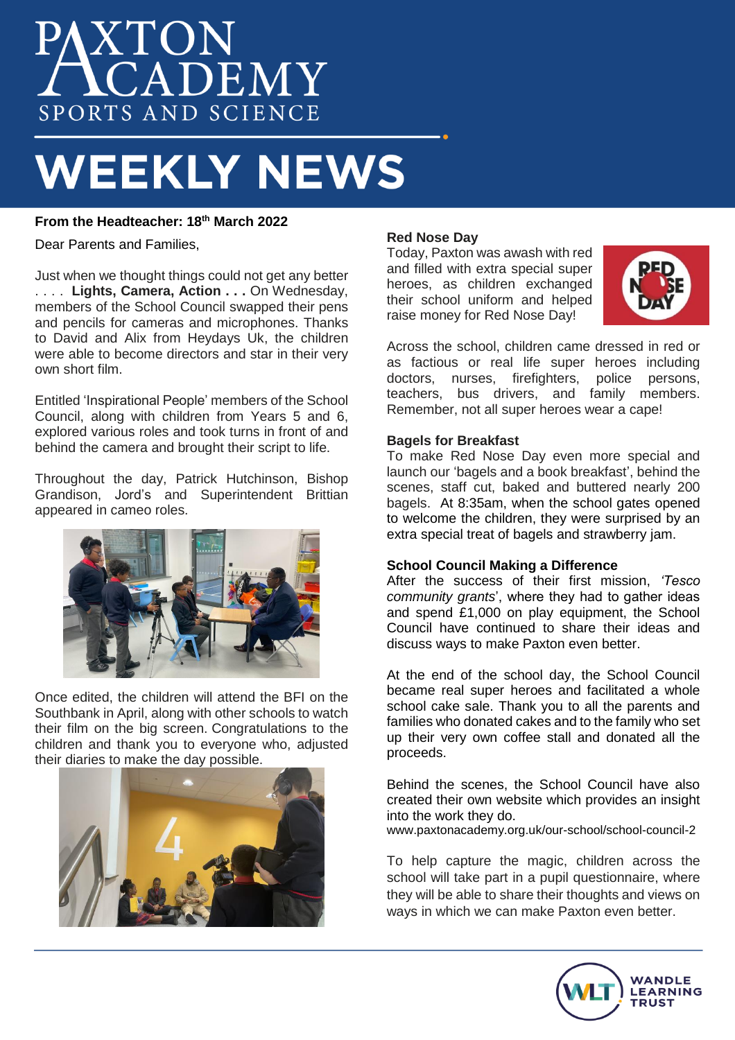# PAXTON ACADEMY
SPORTS AND SCIENCE

# WEEKLY NEWS

**From the Headteacher: 18th March 2022**

Dear Parents and Families,

Just when we thought things could not get any better . . . . **Lights, Camera, Action . . .** On Wednesday, members of the School Council swapped their pens and pencils for cameras and microphones. Thanks to David and Alix from Heydays Uk, the children were able to become directors and star in their very own short film.

Entitled 'Inspirational People' members of the School Council, along with children from Years 5 and 6, explored various roles and took turns in front of and behind the camera and brought their script to life.

Throughout the day, Patrick Hutchinson, Bishop Grandison, Jord's and Superintendent Brittian appeared in cameo roles.

Once edited, the children will attend the BFI on the Southbank in April, along with other schools to watch their film on the big screen. Congratulations to the children and thank you to everyone who, adjusted their diaries to make the day possible.

### Red Nose Day

Today, Paxton was awash with red and filled with extra special super heroes, as children exchanged their school uniform and helped raise money for Red Nose Day!

Across the school, children came dressed in red or as factious or real life super heroes including doctors, nurses, firefighters, police persons, teachers, bus drivers, and family members. Remember, not all super heroes wear a cape!

### Bagels for Breakfast

To make Red Nose Day even more special and launch our 'bagels and a book breakfast', behind the scenes, staff cut, baked and buttered nearly 200 bagels. At 8:35am, when the school gates opened to welcome the children, they were surprised by an extra special treat of bagels and strawberry jam.

### School Council Making a Difference

After the success of their first mission, *'Tesco community grants*', where they had to gather ideas and spend £1,000 on play equipment, the School Council have continued to share their ideas and discuss ways to make Paxton even better.

At the end of the school day, the School Council became real super heroes and facilitated a whole school cake sale. Thank you to all the parents and families who donated cakes and to the family who set up their very own coffee stall and donated all the proceeds.

Behind the scenes, the School Council have also created their own website which provides an insight into the work they do.
www.paxtonacademy.org.uk/our-school/school-council-2

To help capture the magic, children across the school will take part in a pupil questionnaire, where they will be able to share their thoughts and views on ways in which we can make Paxton even better.

WANDLE LEARNING TRUST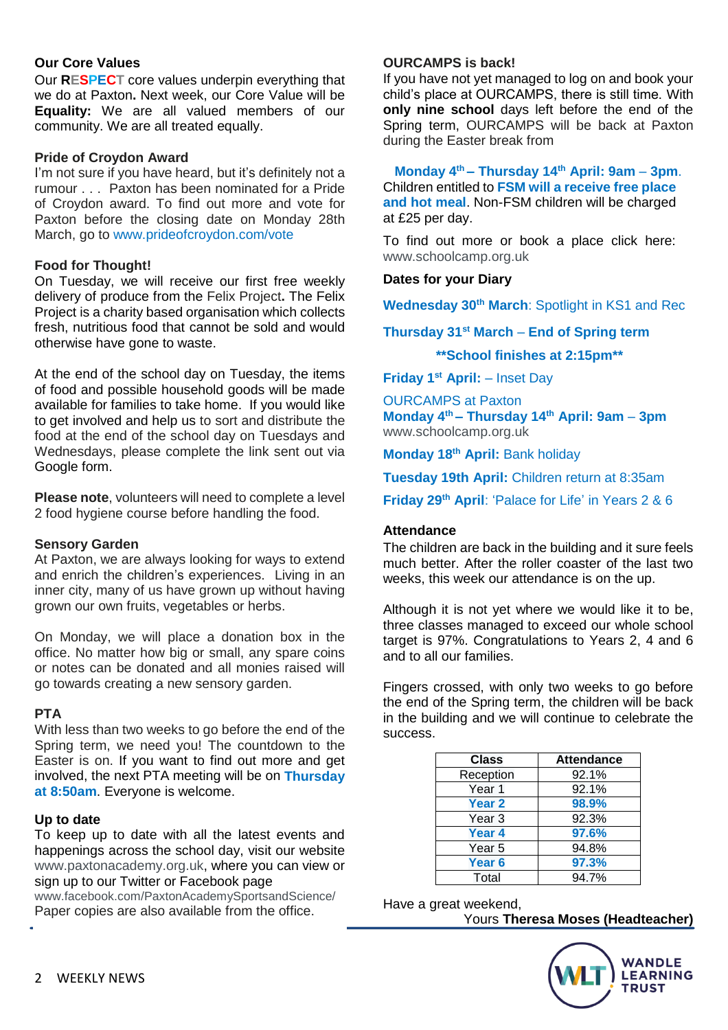## Our Core Values

Our **RESPECT** core values underpin everything that we do at Paxton**.** Next week, our Core Value will be **Equality:** We are all valued members of our community. We are all treated equally.

## Pride of Croydon Award

I'm not sure if you have heard, but it's definitely not a rumour . . . Paxton has been nominated for a Pride of Croydon award. To find out more and vote for Paxton before the closing date on Monday 28th March, go to www.prideofcroydon.com/vote

## Food for Thought!

On Tuesday, we will receive our first free weekly delivery of produce from the Felix Project**.** The Felix Project is a charity based organisation which collects fresh, nutritious food that cannot be sold and would otherwise have gone to waste.

At the end of the school day on Tuesday, the items of food and possible household goods will be made available for families to take home. If you would like to get involved and help us to sort and distribute the food at the end of the school day on Tuesdays and Wednesdays, please complete the link sent out via Google form.

**Please note**, volunteers will need to complete a level 2 food hygiene course before handling the food.

## Sensory Garden

At Paxton, we are always looking for ways to extend and enrich the children's experiences. Living in an inner city, many of us have grown up without having grown our own fruits, vegetables or herbs.

On Monday, we will place a donation box in the office. No matter how big or small, any spare coins or notes can be donated and all monies raised will go towards creating a new sensory garden.

## PTA

With less than two weeks to go before the end of the Spring term, we need you! The countdown to the Easter is on. If you want to find out more and get involved, the next PTA meeting will be on **Thursday at 8:50am**. Everyone is welcome.

## Up to date

To keep up to date with all the latest events and happenings across the school day, visit our website www.paxtonacademy.org.uk, where you can view or sign up to our Twitter or Facebook page www.facebook.com/PaxtonAcademySportsandScience/
Paper copies are also available from the office.

## OURCAMPS is back!

If you have not yet managed to log on and book your child's place at OURCAMPS, there is still time. With **only nine school** days left before the end of the Spring term, OURCAMPS will be back at Paxton during the Easter break from

**Monday 4th – Thursday 14th April: 9am – 3pm**.

Children entitled to **FSM will a receive free place and hot meal**. Non-FSM children will be charged at £25 per day.

To find out more or book a place click here: www.schoolcamp.org.uk

## Dates for your Diary

**Wednesday 30th March**: Spotlight in KS1 and Rec

**Thursday 31st March – End of Spring term**

**\*\*School finishes at 2:15pm\*\***

**Friday 1st April:** – Inset Day

OURCAMPS at Paxton
**Monday 4th – Thursday 14th April: 9am – 3pm**
www.schoolcamp.org.uk

**Monday 18th April:** Bank holiday

**Tuesday 19th April:** Children return at 8:35am

**Friday 29th April**: 'Palace for Life' in Years 2 & 6

## Attendance

The children are back in the building and it sure feels much better. After the roller coaster of the last two weeks, this week our attendance is on the up.

Although it is not yet where we would like it to be, three classes managed to exceed our whole school target is 97%. Congratulations to Years 2, 4 and 6 and to all our families.

Fingers crossed, with only two weeks to go before the end of the Spring term, the children will be back in the building and we will continue to celebrate the success.

| Class | Attendance |
|---|---|
| Reception | 92.1% |
| Year 1 | 92.1% |
| **Year 2** | **98.9%** |
| Year 3 | 92.3% |
| **Year 4** | **97.6%** |
| Year 5 | 94.8% |
| **Year 6** | **97.3%** |
| Total | 94.7% |

Have a great weekend,
Yours **Theresa Moses (Headteacher)**

WANDLE LEARNING TRUST

WEEKLY NEWS